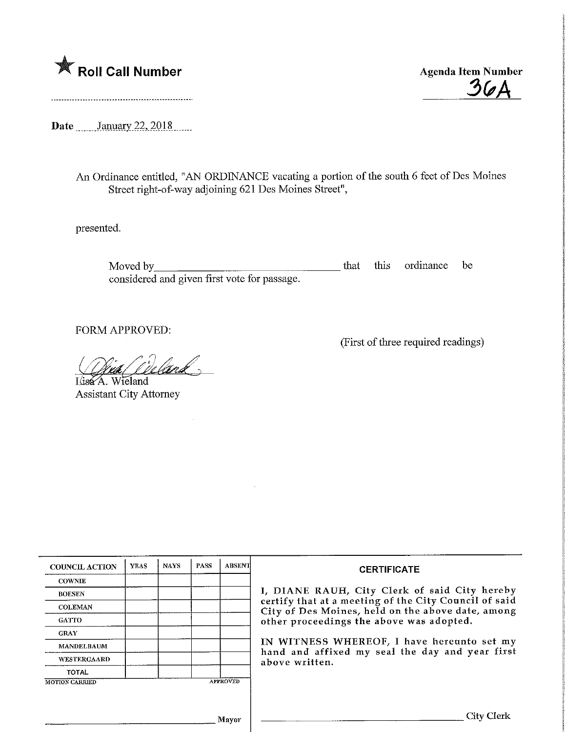★ **Roll Call Number**

**Agenda Item Number**
36A

**Date** January 22, 2018

An Ordinance entitled, "AN ORDINANCE vacating a portion of the south 6 feet of Des Moines Street right-of-way adjoining 621 Des Moines Street",

presented.

Moved by________________________________ that this ordinance be considered and given first vote for passage.

FORM APPROVED:

(First of three required readings)

Lisa A. Wieland
Assistant City Attorney

| COUNCIL ACTION | YEAS | NAYS | PASS | ABSENT |
|---|---|---|---|---|
| COWNIE | | | | |
| BOESEN | | | | |
| COLEMAN | | | | |
| GATTO | | | | |
| GRAY | | | | |
| MANDELBAUM | | | | |
| WESTERGAARD | | | | |
| TOTAL | | | | |
| MOTION CARRIED | | | | APPROVED |

________________________________ Mayor

**CERTIFICATE**

I, DIANE RAUH, City Clerk of said City hereby certify that at a meeting of the City Council of said City of Des Moines, held on the above date, among other proceedings the above was adopted.

IN WITNESS WHEREOF, I have hereunto set my hand and affixed my seal the day and year first above written.

________________________________ City Clerk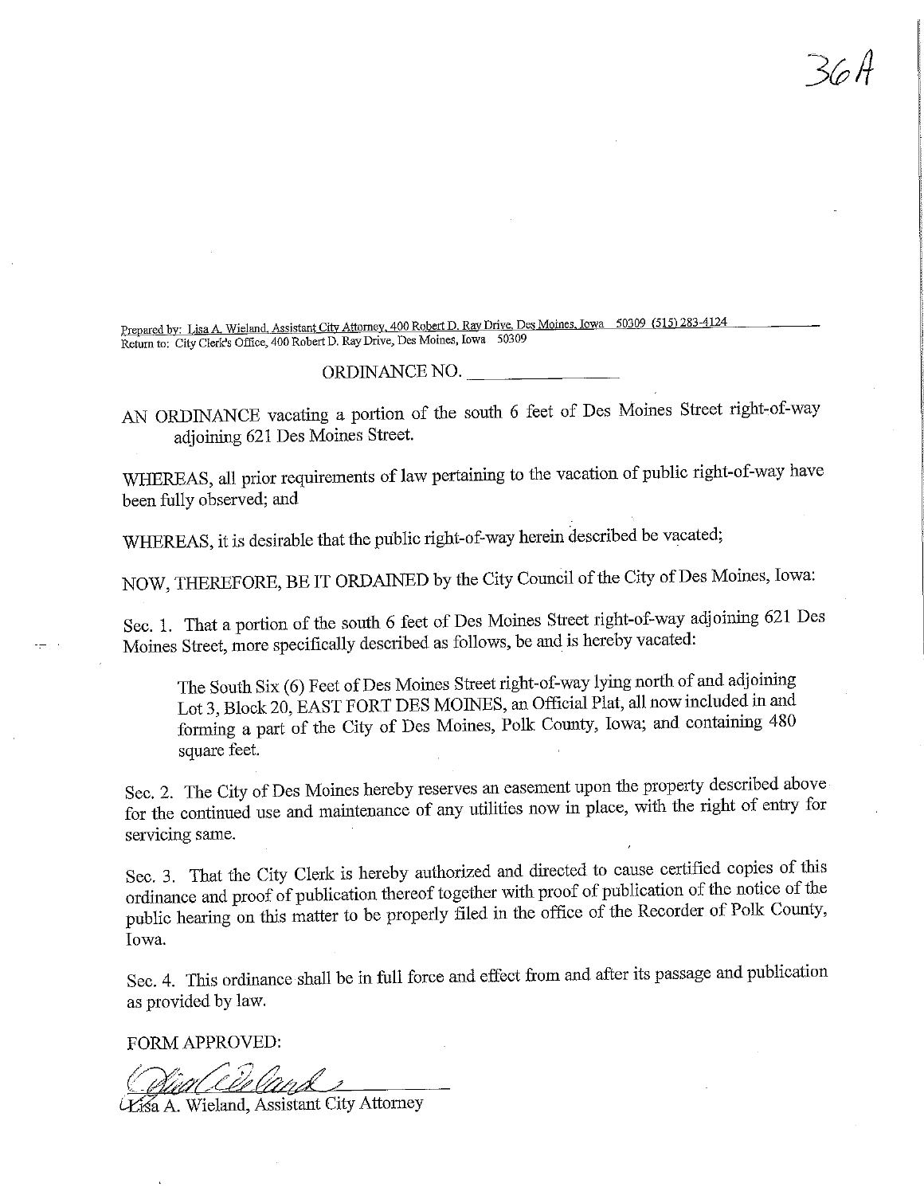36A

Prepared by: Lisa A. Wieland, Assistant City Attorney, 400 Robert D. Ray Drive, Des Moines, Iowa 50309 (515) 283-4124
Return to: City Clerk's Office, 400 Robert D. Ray Drive, Des Moines, Iowa 50309

ORDINANCE NO. ______________

AN ORDINANCE vacating a portion of the south 6 feet of Des Moines Street right-of-way adjoining 621 Des Moines Street.

WHEREAS, all prior requirements of law pertaining to the vacation of public right-of-way have been fully observed; and

WHEREAS, it is desirable that the public right-of-way herein described be vacated;

NOW, THEREFORE, BE IT ORDAINED by the City Council of the City of Des Moines, Iowa:

Sec. 1. That a portion of the south 6 feet of Des Moines Street right-of-way adjoining 621 Des Moines Street, more specifically described as follows, be and is hereby vacated:

> The South Six (6) Feet of Des Moines Street right-of-way lying north of and adjoining Lot 3, Block 20, EAST FORT DES MOINES, an Official Plat, all now included in and forming a part of the City of Des Moines, Polk County, Iowa; and containing 480 square feet.

Sec. 2. The City of Des Moines hereby reserves an easement upon the property described above for the continued use and maintenance of any utilities now in place, with the right of entry for servicing same.

Sec. 3. That the City Clerk is hereby authorized and directed to cause certified copies of this ordinance and proof of publication thereof together with proof of publication of the notice of the public hearing on this matter to be properly filed in the office of the Recorder of Polk County, Iowa.

Sec. 4. This ordinance shall be in full force and effect from and after its passage and publication as provided by law.

FORM APPROVED:

Lisa A. Wieland, Assistant City Attorney